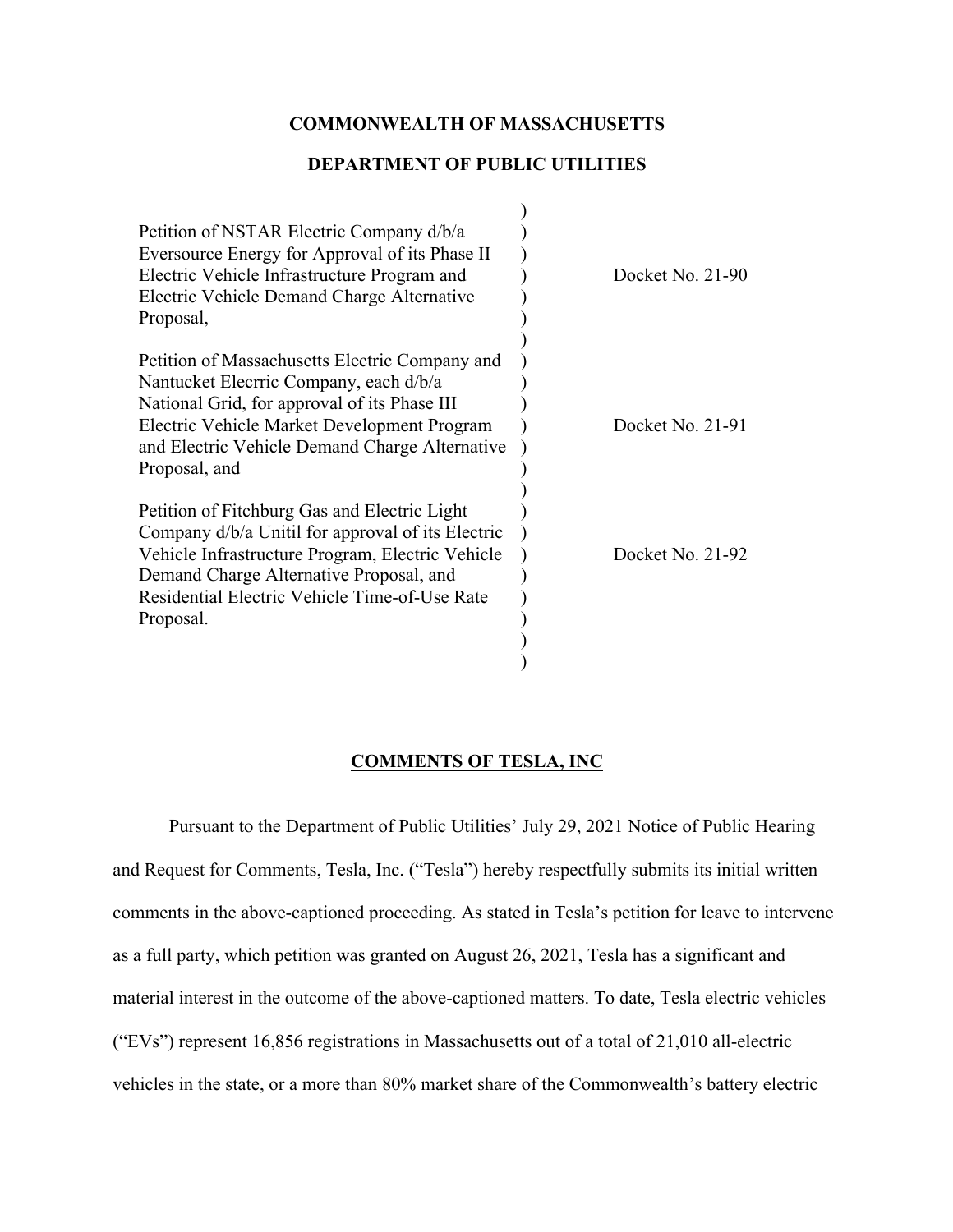**COMMONWEALTH OF MASSACHUSETTS**

**DEPARTMENT OF PUBLIC UTILITIES**

| | |
|---|---|
| Petition of NSTAR Electric Company d/b/a Eversource Energy for Approval of its Phase II Electric Vehicle Infrastructure Program and Electric Vehicle Demand Charge Alternative Proposal, | Docket No. 21-90 |
| Petition of Massachusetts Electric Company and Nantucket Elecrric Company, each d/b/a National Grid, for approval of its Phase III Electric Vehicle Market Development Program and Electric Vehicle Demand Charge Alternative Proposal, and | Docket No. 21-91 |
| Petition of Fitchburg Gas and Electric Light Company d/b/a Unitil for approval of its Electric Vehicle Infrastructure Program, Electric Vehicle Demand Charge Alternative Proposal, and Residential Electric Vehicle Time-of-Use Rate Proposal. | Docket No. 21-92 |

**COMMENTS OF TESLA, INC**

Pursuant to the Department of Public Utilities' July 29, 2021 Notice of Public Hearing and Request for Comments, Tesla, Inc. ("Tesla") hereby respectfully submits its initial written comments in the above-captioned proceeding. As stated in Tesla's petition for leave to intervene as a full party, which petition was granted on August 26, 2021, Tesla has a significant and material interest in the outcome of the above-captioned matters. To date, Tesla electric vehicles ("EVs") represent 16,856 registrations in Massachusetts out of a total of 21,010 all-electric vehicles in the state, or a more than 80% market share of the Commonwealth's battery electric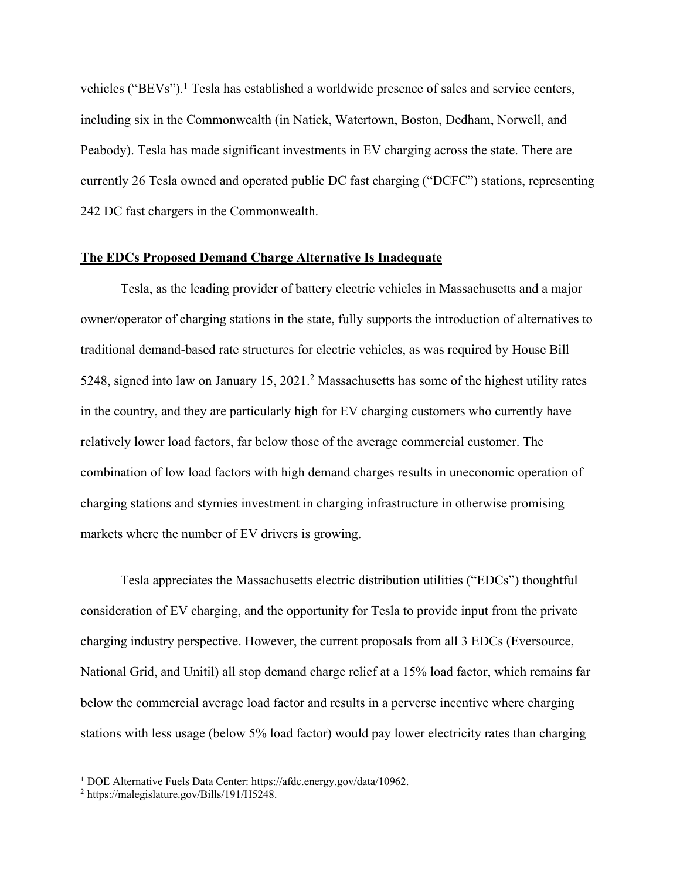vehicles ("BEVs").[1] Tesla has established a worldwide presence of sales and service centers, including six in the Commonwealth (in Natick, Watertown, Boston, Dedham, Norwell, and Peabody). Tesla has made significant investments in EV charging across the state. There are currently 26 Tesla owned and operated public DC fast charging ("DCFC") stations, representing 242 DC fast chargers in the Commonwealth.

**The EDCs Proposed Demand Charge Alternative Is Inadequate**

Tesla, as the leading provider of battery electric vehicles in Massachusetts and a major owner/operator of charging stations in the state, fully supports the introduction of alternatives to traditional demand-based rate structures for electric vehicles, as was required by House Bill 5248, signed into law on January 15, 2021.[2] Massachusetts has some of the highest utility rates in the country, and they are particularly high for EV charging customers who currently have relatively lower load factors, far below those of the average commercial customer. The combination of low load factors with high demand charges results in uneconomic operation of charging stations and stymies investment in charging infrastructure in otherwise promising markets where the number of EV drivers is growing.

Tesla appreciates the Massachusetts electric distribution utilities ("EDCs") thoughtful consideration of EV charging, and the opportunity for Tesla to provide input from the private charging industry perspective. However, the current proposals from all 3 EDCs (Eversource, National Grid, and Unitil) all stop demand charge relief at a 15% load factor, which remains far below the commercial average load factor and results in a perverse incentive where charging stations with less usage (below 5% load factor) would pay lower electricity rates than charging

[1] DOE Alternative Fuels Data Center: https://afdc.energy.gov/data/10962.

[2] https://malegislature.gov/Bills/191/H5248.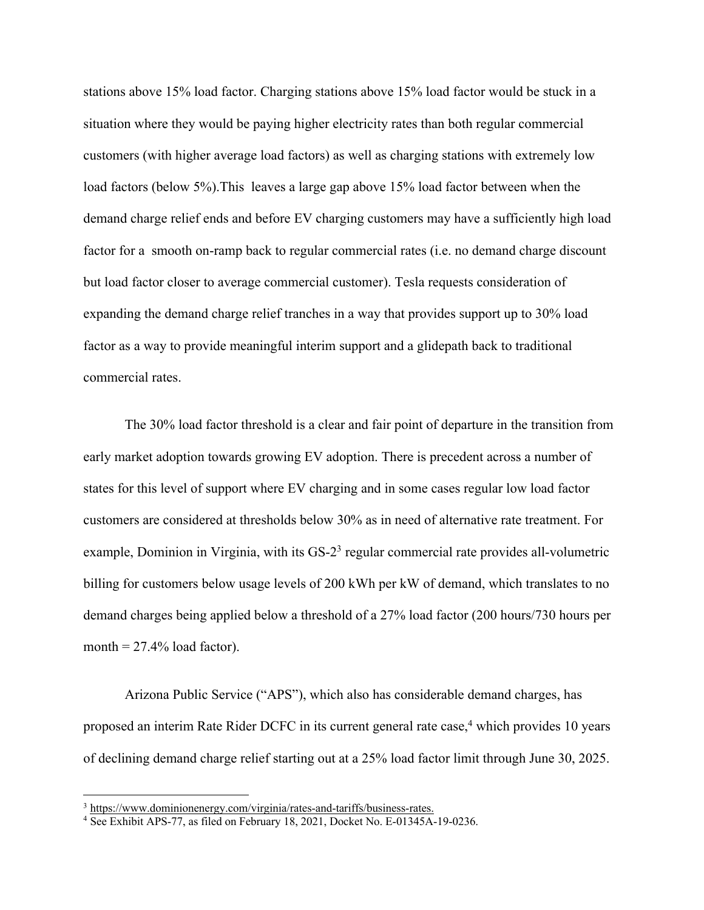stations above 15% load factor. Charging stations above 15% load factor would be stuck in a situation where they would be paying higher electricity rates than both regular commercial customers (with higher average load factors) as well as charging stations with extremely low load factors (below 5%).This leaves a large gap above 15% load factor between when the demand charge relief ends and before EV charging customers may have a sufficiently high load factor for a smooth on-ramp back to regular commercial rates (i.e. no demand charge discount but load factor closer to average commercial customer). Tesla requests consideration of expanding the demand charge relief tranches in a way that provides support up to 30% load factor as a way to provide meaningful interim support and a glidepath back to traditional commercial rates.

The 30% load factor threshold is a clear and fair point of departure in the transition from early market adoption towards growing EV adoption. There is precedent across a number of states for this level of support where EV charging and in some cases regular low load factor customers are considered at thresholds below 30% as in need of alternative rate treatment. For example, Dominion in Virginia, with its GS-2[3] regular commercial rate provides all-volumetric billing for customers below usage levels of 200 kWh per kW of demand, which translates to no demand charges being applied below a threshold of a 27% load factor (200 hours/730 hours per month = 27.4% load factor).

Arizona Public Service ("APS"), which also has considerable demand charges, has proposed an interim Rate Rider DCFC in its current general rate case,[4] which provides 10 years of declining demand charge relief starting out at a 25% load factor limit through June 30, 2025.

---

[3] https://www.dominionenergy.com/virginia/rates-and-tariffs/business-rates.

[4] See Exhibit APS-77, as filed on February 18, 2021, Docket No. E-01345A-19-0236.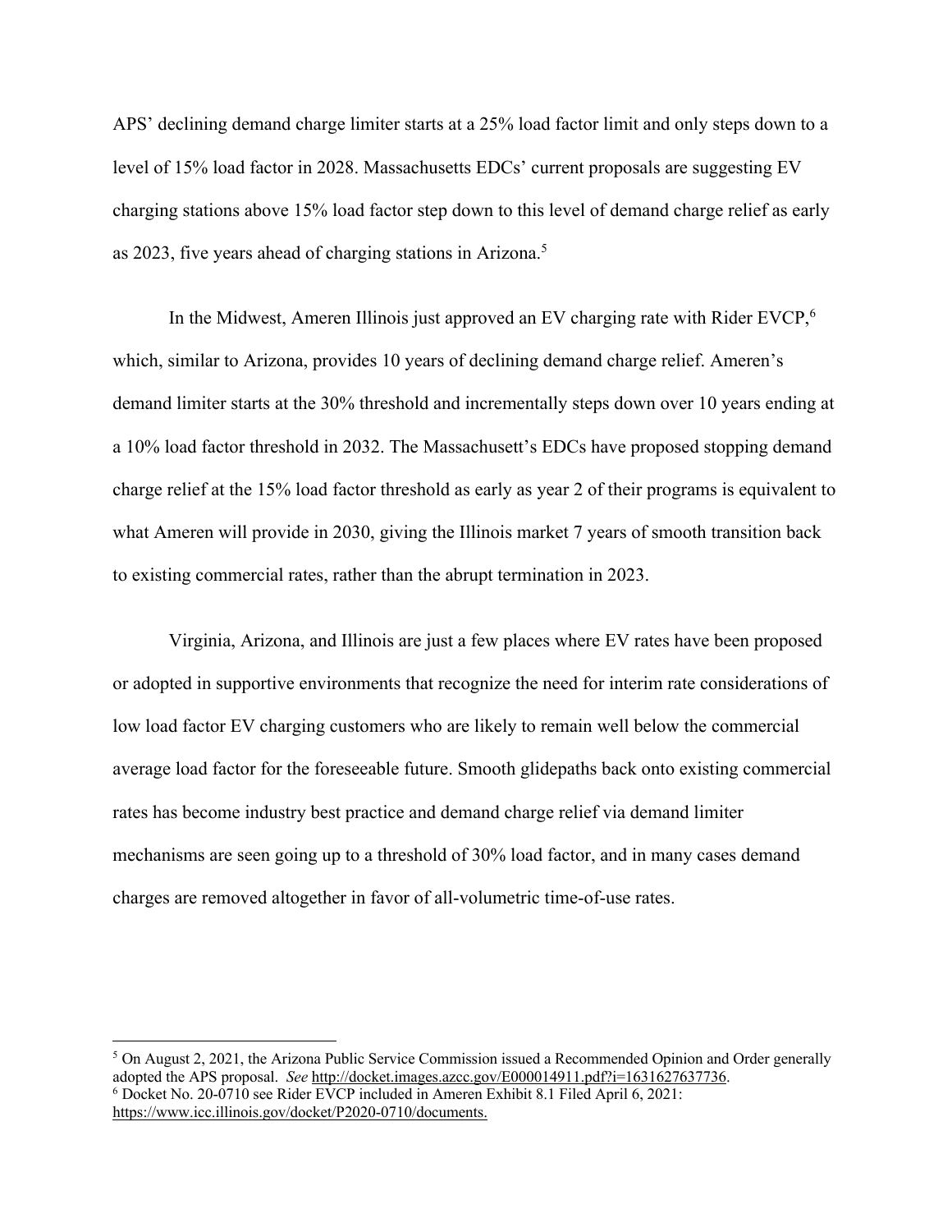APS' declining demand charge limiter starts at a 25% load factor limit and only steps down to a level of 15% load factor in 2028. Massachusetts EDCs' current proposals are suggesting EV charging stations above 15% load factor step down to this level of demand charge relief as early as 2023, five years ahead of charging stations in Arizona.[5]

In the Midwest, Ameren Illinois just approved an EV charging rate with Rider EVCP,[6] which, similar to Arizona, provides 10 years of declining demand charge relief. Ameren's demand limiter starts at the 30% threshold and incrementally steps down over 10 years ending at a 10% load factor threshold in 2032. The Massachusett's EDCs have proposed stopping demand charge relief at the 15% load factor threshold as early as year 2 of their programs is equivalent to what Ameren will provide in 2030, giving the Illinois market 7 years of smooth transition back to existing commercial rates, rather than the abrupt termination in 2023.

Virginia, Arizona, and Illinois are just a few places where EV rates have been proposed or adopted in supportive environments that recognize the need for interim rate considerations of low load factor EV charging customers who are likely to remain well below the commercial average load factor for the foreseeable future. Smooth glidepaths back onto existing commercial rates has become industry best practice and demand charge relief via demand limiter mechanisms are seen going up to a threshold of 30% load factor, and in many cases demand charges are removed altogether in favor of all-volumetric time-of-use rates.

---

[5] On August 2, 2021, the Arizona Public Service Commission issued a Recommended Opinion and Order generally adopted the APS proposal. *See* http://docket.images.azcc.gov/E000014911.pdf?i=1631627637736.

[6] Docket No. 20-0710 see Rider EVCP included in Ameren Exhibit 8.1 Filed April 6, 2021: https://www.icc.illinois.gov/docket/P2020-0710/documents.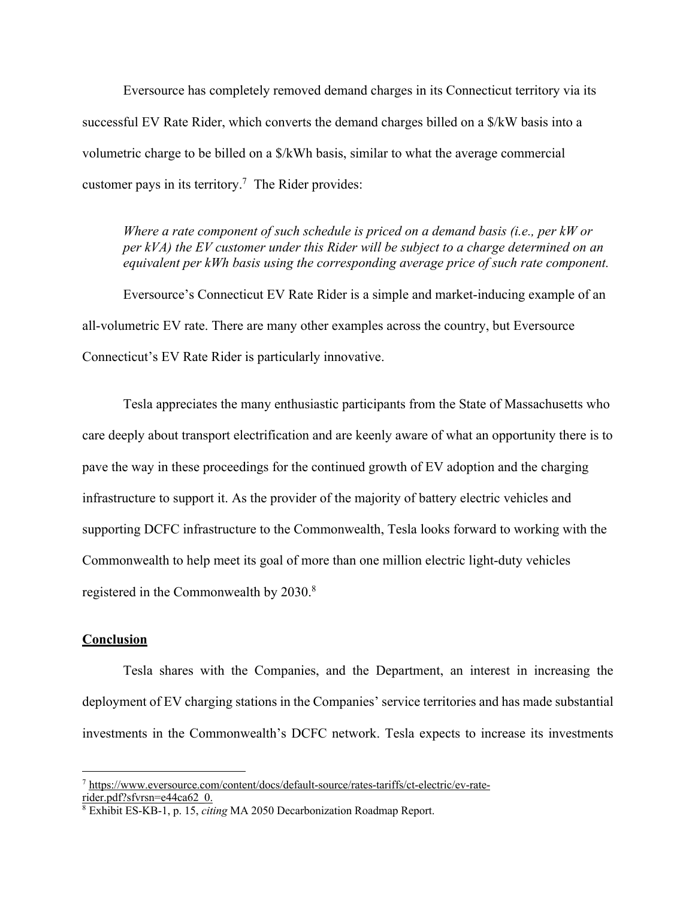Eversource has completely removed demand charges in its Connecticut territory via its successful EV Rate Rider, which converts the demand charges billed on a $/kW basis into a volumetric charge to be billed on a $/kWh basis, similar to what the average commercial customer pays in its territory.[7] The Rider provides:

> *Where a rate component of such schedule is priced on a demand basis (i.e., per kW or per kVA) the EV customer under this Rider will be subject to a charge determined on an equivalent per kWh basis using the corresponding average price of such rate component.*

Eversource's Connecticut EV Rate Rider is a simple and market-inducing example of an all-volumetric EV rate. There are many other examples across the country, but Eversource Connecticut's EV Rate Rider is particularly innovative.

Tesla appreciates the many enthusiastic participants from the State of Massachusetts who care deeply about transport electrification and are keenly aware of what an opportunity there is to pave the way in these proceedings for the continued growth of EV adoption and the charging infrastructure to support it. As the provider of the majority of battery electric vehicles and supporting DCFC infrastructure to the Commonwealth, Tesla looks forward to working with the Commonwealth to help meet its goal of more than one million electric light-duty vehicles registered in the Commonwealth by 2030.[8]

## Conclusion

Tesla shares with the Companies, and the Department, an interest in increasing the deployment of EV charging stations in the Companies' service territories and has made substantial investments in the Commonwealth's DCFC network. Tesla expects to increase its investments

---

[7] https://www.eversource.com/content/docs/default-source/rates-tariffs/ct-electric/ev-rate-rider.pdf?sfvrsn=e44ca62_0.

[8] Exhibit ES-KB-1, p. 15, *citing* MA 2050 Decarbonization Roadmap Report.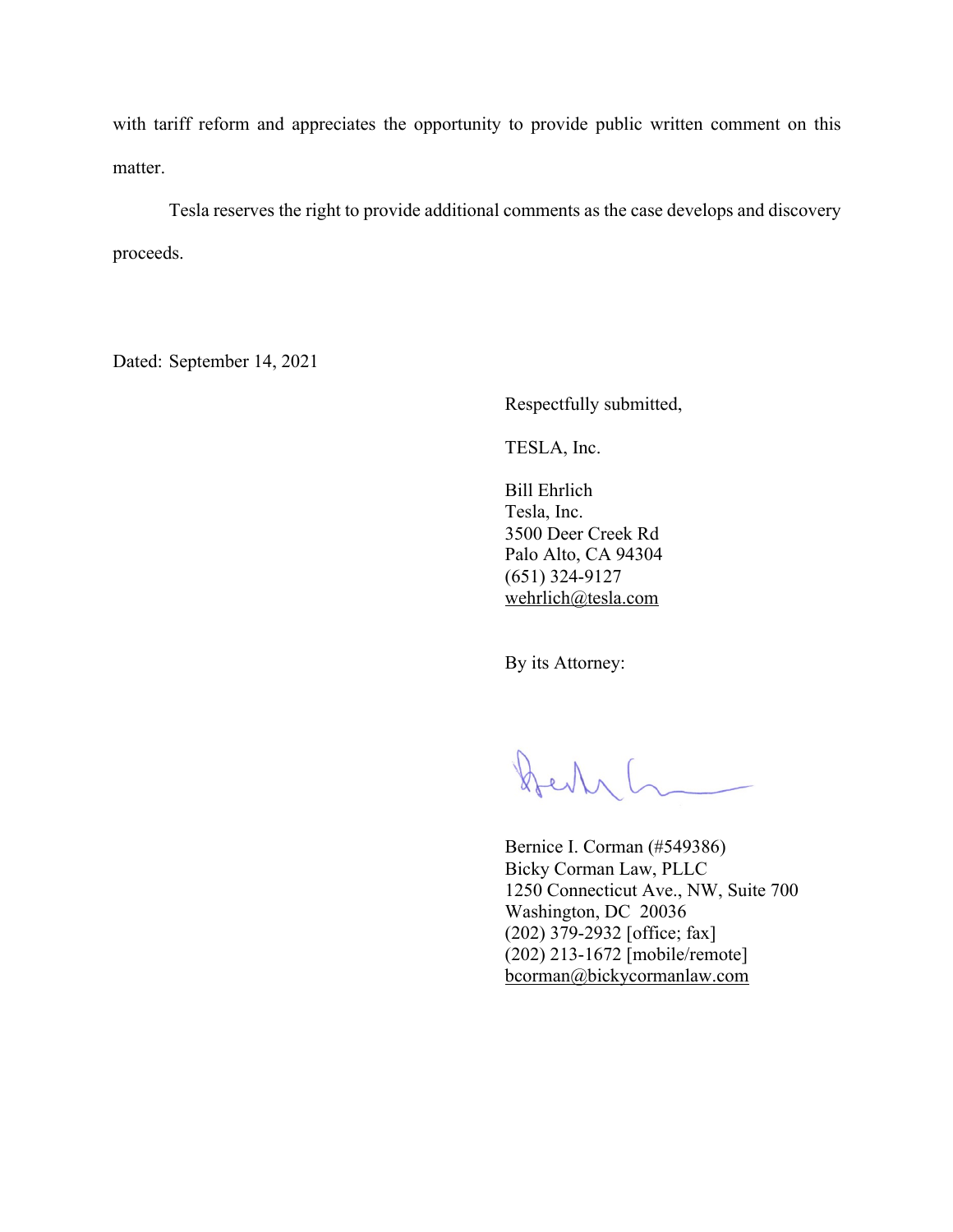with tariff reform and appreciates the opportunity to provide public written comment on this matter.

Tesla reserves the right to provide additional comments as the case develops and discovery proceeds.

Dated: September 14, 2021

Respectfully submitted,

TESLA, Inc.

Bill Ehrlich
Tesla, Inc.
3500 Deer Creek Rd
Palo Alto, CA 94304
(651) 324-9127
wehrlich@tesla.com

By its Attorney:

Bernice I. Corman (#549386)
Bicky Corman Law, PLLC
1250 Connecticut Ave., NW, Suite 700
Washington, DC 20036
(202) 379-2932 [office; fax]
(202) 213-1672 [mobile/remote]
bcorman@bickycormanlaw.com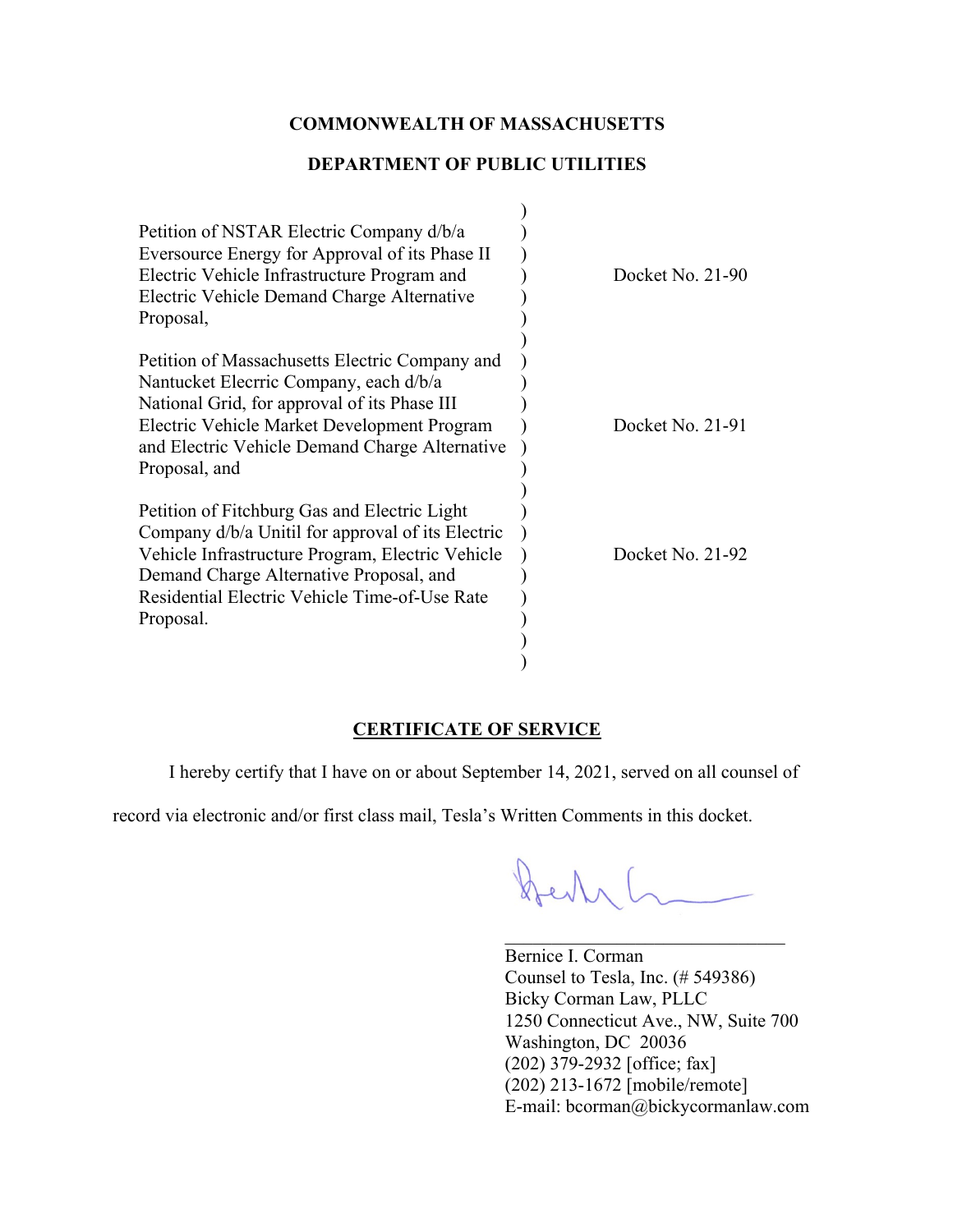**COMMONWEALTH OF MASSACHUSETTS**

**DEPARTMENT OF PUBLIC UTILITIES**

| | |
|---|---|
| Petition of NSTAR Electric Company d/b/a Eversource Energy for Approval of its Phase II Electric Vehicle Infrastructure Program and Electric Vehicle Demand Charge Alternative Proposal, | Docket No. 21-90 |
| Petition of Massachusetts Electric Company and Nantucket Elecrric Company, each d/b/a National Grid, for approval of its Phase III Electric Vehicle Market Development Program and Electric Vehicle Demand Charge Alternative Proposal, and | Docket No. 21-91 |
| Petition of Fitchburg Gas and Electric Light Company d/b/a Unitil for approval of its Electric Vehicle Infrastructure Program, Electric Vehicle Demand Charge Alternative Proposal, and Residential Electric Vehicle Time-of-Use Rate Proposal. | Docket No. 21-92 |

**CERTIFICATE OF SERVICE**

I hereby certify that I have on or about September 14, 2021, served on all counsel of record via electronic and/or first class mail, Tesla's Written Comments in this docket.

_______________________________
Bernice I. Corman
Counsel to Tesla, Inc. (# 549386)
Bicky Corman Law, PLLC
1250 Connecticut Ave., NW, Suite 700
Washington, DC 20036
(202) 379-2932 [office; fax]
(202) 213-1672 [mobile/remote]
E-mail: bcorman@bickycormanlaw.com